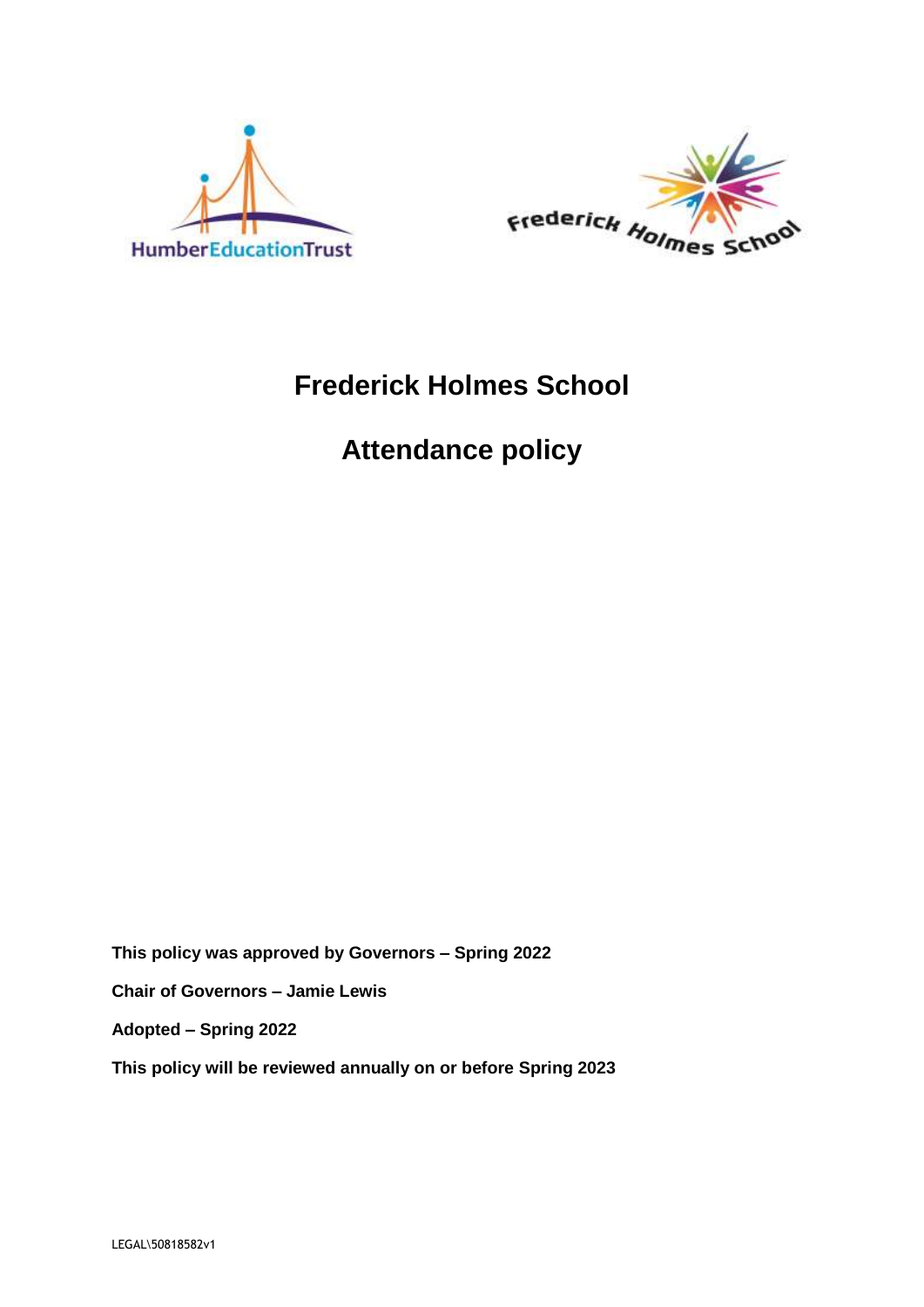# Frederick Holmes School

# Attendance policy

**This policy was approved by Governors – Spring 2022**

**Chair of Governors – Jamie Lewis**

**Adopted – Spring 2022**

**This policy will be reviewed annually on or before Spring 2023**

LEGAL\50818582v1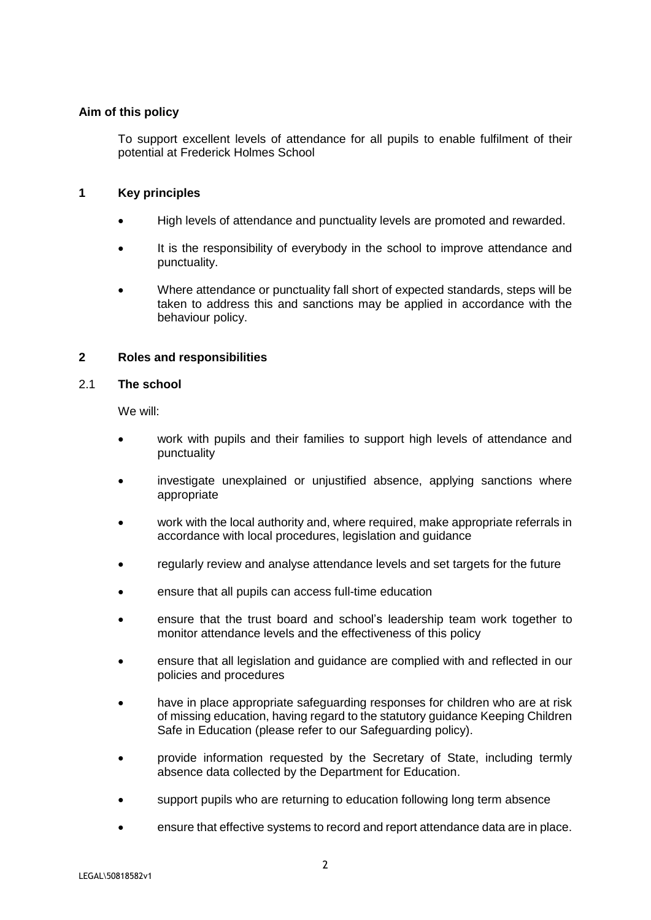**Aim of this policy**

To support excellent levels of attendance for all pupils to enable fulfilment of their potential at Frederick Holmes School

## 1 Key principles

- High levels of attendance and punctuality levels are promoted and rewarded.
- It is the responsibility of everybody in the school to improve attendance and punctuality.
- Where attendance or punctuality fall short of expected standards, steps will be taken to address this and sanctions may be applied in accordance with the behaviour policy.

## 2 Roles and responsibilities

### 2.1 The school

We will:

- work with pupils and their families to support high levels of attendance and punctuality
- investigate unexplained or unjustified absence, applying sanctions where appropriate
- work with the local authority and, where required, make appropriate referrals in accordance with local procedures, legislation and guidance
- regularly review and analyse attendance levels and set targets for the future
- ensure that all pupils can access full-time education
- ensure that the trust board and school's leadership team work together to monitor attendance levels and the effectiveness of this policy
- ensure that all legislation and guidance are complied with and reflected in our policies and procedures
- have in place appropriate safeguarding responses for children who are at risk of missing education, having regard to the statutory guidance Keeping Children Safe in Education (please refer to our Safeguarding policy).
- provide information requested by the Secretary of State, including termly absence data collected by the Department for Education.
- support pupils who are returning to education following long term absence
- ensure that effective systems to record and report attendance data are in place.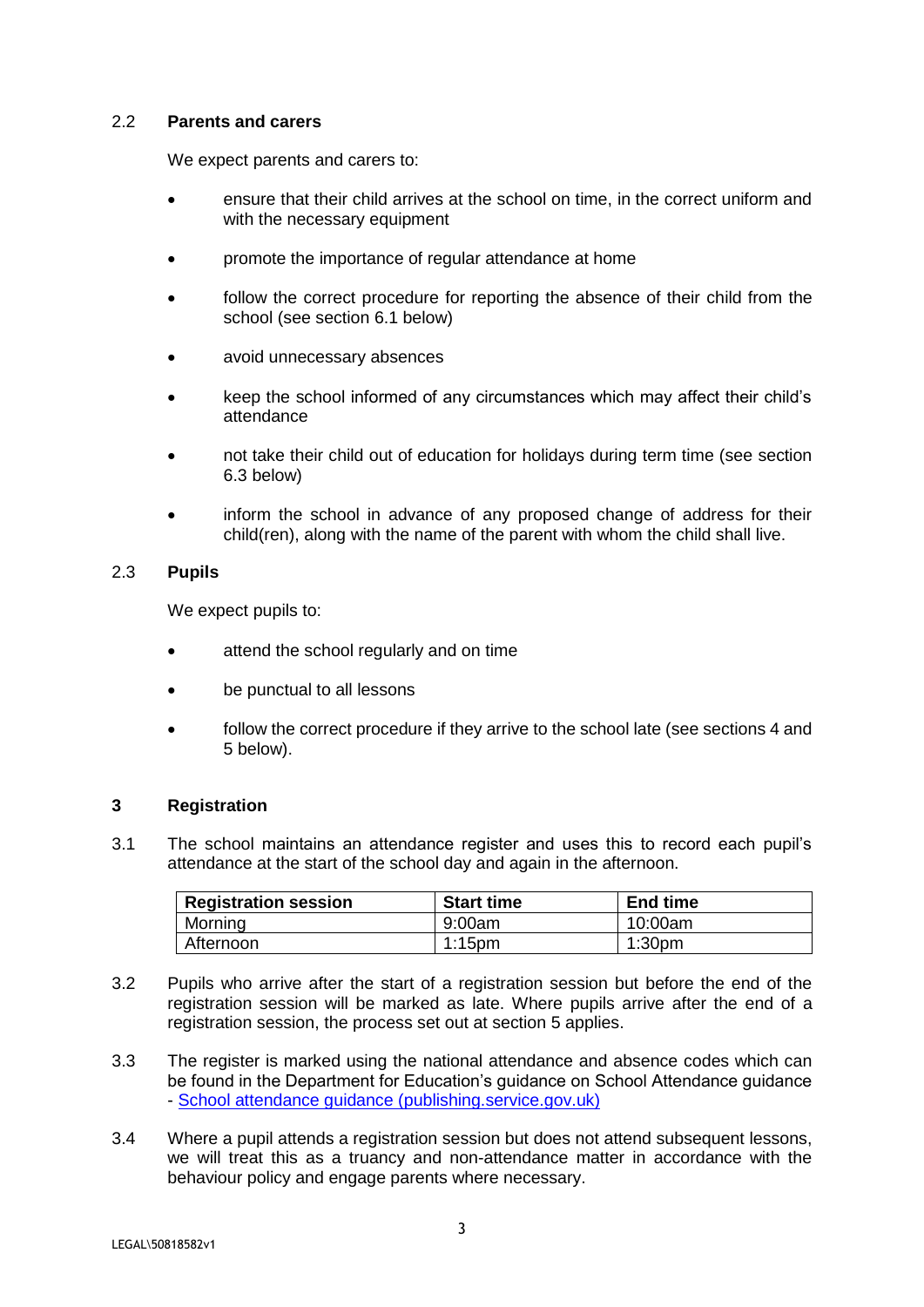### 2.2 Parents and carers

We expect parents and carers to:

- ensure that their child arrives at the school on time, in the correct uniform and with the necessary equipment
- promote the importance of regular attendance at home
- follow the correct procedure for reporting the absence of their child from the school (see section 6.1 below)
- avoid unnecessary absences
- keep the school informed of any circumstances which may affect their child's attendance
- not take their child out of education for holidays during term time (see section 6.3 below)
- inform the school in advance of any proposed change of address for their child(ren), along with the name of the parent with whom the child shall live.

### 2.3 Pupils

We expect pupils to:

- attend the school regularly and on time
- be punctual to all lessons
- follow the correct procedure if they arrive to the school late (see sections 4 and 5 below).

## 3 Registration

3.1 The school maintains an attendance register and uses this to record each pupil's attendance at the start of the school day and again in the afternoon.

| Registration session | Start time | End time |
|---|---|---|
| Morning | 9:00am | 10:00am |
| Afternoon | 1:15pm | 1:30pm |

3.2 Pupils who arrive after the start of a registration session but before the end of the registration session will be marked as late. Where pupils arrive after the end of a registration session, the process set out at section 5 applies.

3.3 The register is marked using the national attendance and absence codes which can be found in the Department for Education's guidance on School Attendance guidance - [School attendance guidance (publishing.service.gov.uk)](https://publishing.service.gov.uk)

3.4 Where a pupil attends a registration session but does not attend subsequent lessons, we will treat this as a truancy and non-attendance matter in accordance with the behaviour policy and engage parents where necessary.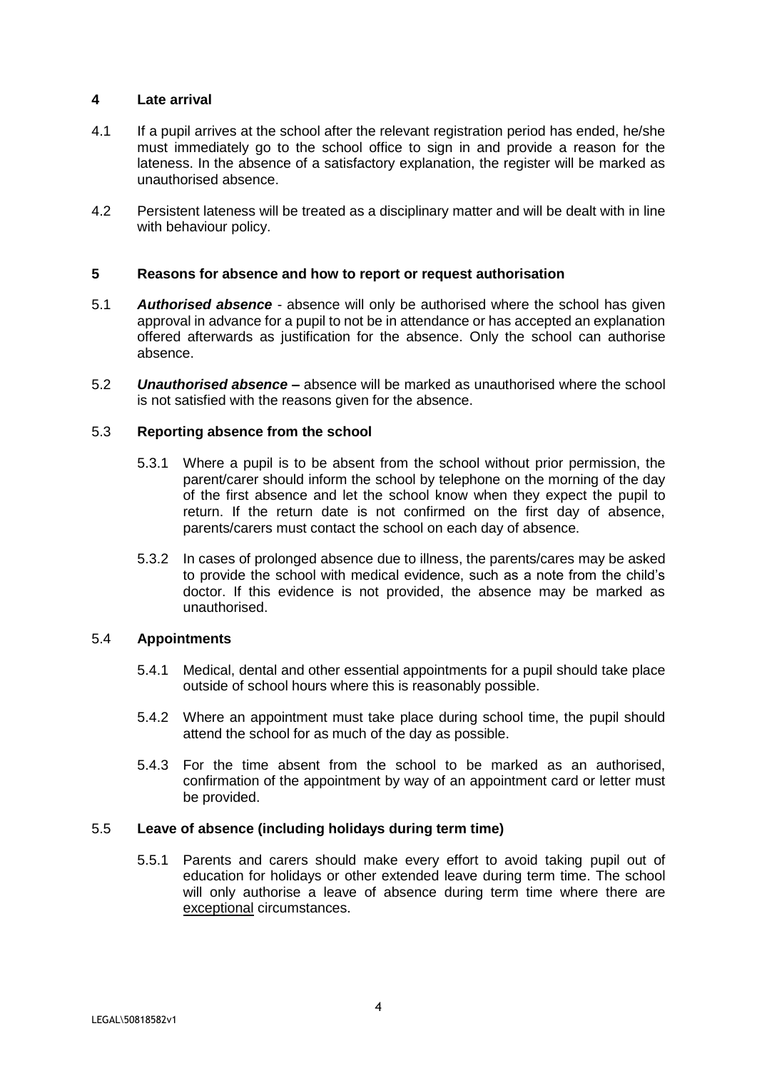## 4 Late arrival

4.1 If a pupil arrives at the school after the relevant registration period has ended, he/she must immediately go to the school office to sign in and provide a reason for the lateness. In the absence of a satisfactory explanation, the register will be marked as unauthorised absence.

4.2 Persistent lateness will be treated as a disciplinary matter and will be dealt with in line with behaviour policy.

## 5 Reasons for absence and how to report or request authorisation

5.1 ***Authorised absence*** - absence will only be authorised where the school has given approval in advance for a pupil to not be in attendance or has accepted an explanation offered afterwards as justification for the absence. Only the school can authorise absence.

5.2 ***Unauthorised absence* –** absence will be marked as unauthorised where the school is not satisfied with the reasons given for the absence.

### 5.3 Reporting absence from the school

5.3.1 Where a pupil is to be absent from the school without prior permission, the parent/carer should inform the school by telephone on the morning of the day of the first absence and let the school know when they expect the pupil to return. If the return date is not confirmed on the first day of absence, parents/carers must contact the school on each day of absence.

5.3.2 In cases of prolonged absence due to illness, the parents/cares may be asked to provide the school with medical evidence, such as a note from the child's doctor. If this evidence is not provided, the absence may be marked as unauthorised.

### 5.4 Appointments

5.4.1 Medical, dental and other essential appointments for a pupil should take place outside of school hours where this is reasonably possible.

5.4.2 Where an appointment must take place during school time, the pupil should attend the school for as much of the day as possible.

5.4.3 For the time absent from the school to be marked as an authorised, confirmation of the appointment by way of an appointment card or letter must be provided.

### 5.5 Leave of absence (including holidays during term time)

5.5.1 Parents and carers should make every effort to avoid taking pupil out of education for holidays or other extended leave during term time. The school will only authorise a leave of absence during term time where there are <u>exceptional</u> circumstances.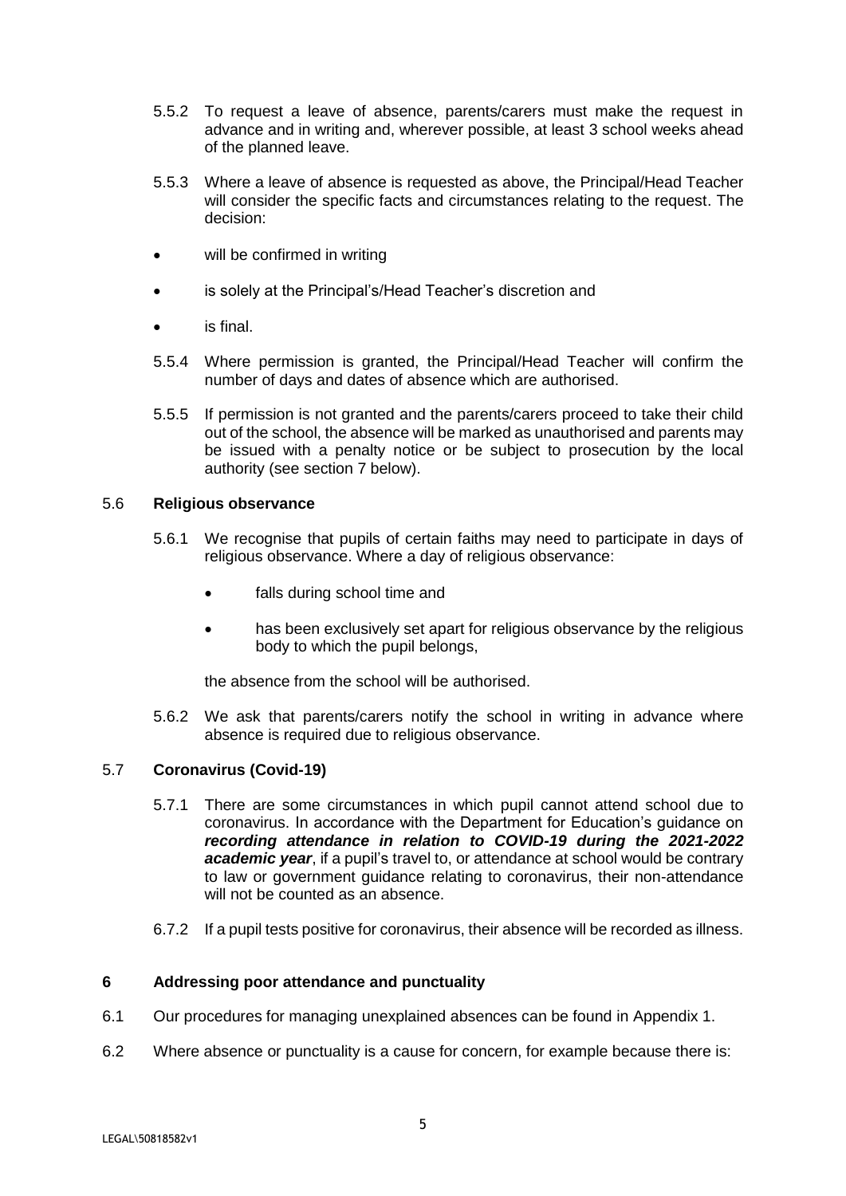5.5.2 To request a leave of absence, parents/carers must make the request in advance and in writing and, wherever possible, at least 3 school weeks ahead of the planned leave.

5.5.3 Where a leave of absence is requested as above, the Principal/Head Teacher will consider the specific facts and circumstances relating to the request. The decision:

- will be confirmed in writing
- is solely at the Principal's/Head Teacher's discretion and
- is final.

5.5.4 Where permission is granted, the Principal/Head Teacher will confirm the number of days and dates of absence which are authorised.

5.5.5 If permission is not granted and the parents/carers proceed to take their child out of the school, the absence will be marked as unauthorised and parents may be issued with a penalty notice or be subject to prosecution by the local authority (see section 7 below).

### 5.6 **Religious observance**

5.6.1 We recognise that pupils of certain faiths may need to participate in days of religious observance. Where a day of religious observance:

- falls during school time and
- has been exclusively set apart for religious observance by the religious body to which the pupil belongs,

the absence from the school will be authorised.

5.6.2 We ask that parents/carers notify the school in writing in advance where absence is required due to religious observance.

### 5.7 **Coronavirus (Covid-19)**

5.7.1 There are some circumstances in which pupil cannot attend school due to coronavirus. In accordance with the Department for Education's guidance on ***recording attendance in relation to COVID-19 during the 2021-2022 academic year***, if a pupil's travel to, or attendance at school would be contrary to law or government guidance relating to coronavirus, their non-attendance will not be counted as an absence.

6.7.2 If a pupil tests positive for coronavirus, their absence will be recorded as illness.

## 6 **Addressing poor attendance and punctuality**

6.1 Our procedures for managing unexplained absences can be found in Appendix 1.

6.2 Where absence or punctuality is a cause for concern, for example because there is: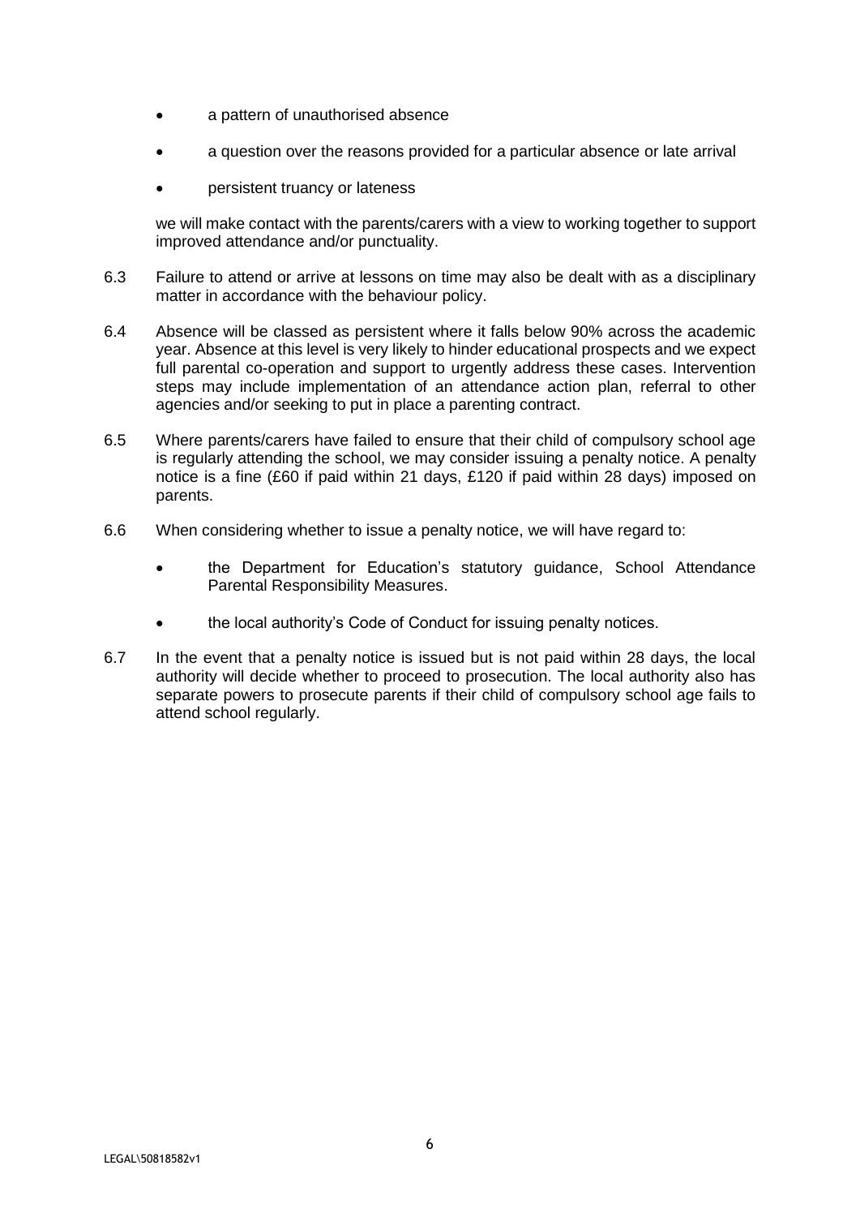- a pattern of unauthorised absence
- a question over the reasons provided for a particular absence or late arrival
- persistent truancy or lateness

we will make contact with the parents/carers with a view to working together to support improved attendance and/or punctuality.

6.3 Failure to attend or arrive at lessons on time may also be dealt with as a disciplinary matter in accordance with the behaviour policy.

6.4 Absence will be classed as persistent where it falls below 90% across the academic year. Absence at this level is very likely to hinder educational prospects and we expect full parental co-operation and support to urgently address these cases. Intervention steps may include implementation of an attendance action plan, referral to other agencies and/or seeking to put in place a parenting contract.

6.5 Where parents/carers have failed to ensure that their child of compulsory school age is regularly attending the school, we may consider issuing a penalty notice. A penalty notice is a fine (£60 if paid within 21 days, £120 if paid within 28 days) imposed on parents.

6.6 When considering whether to issue a penalty notice, we will have regard to:

- the Department for Education's statutory guidance, School Attendance Parental Responsibility Measures.
- the local authority's Code of Conduct for issuing penalty notices.

6.7 In the event that a penalty notice is issued but is not paid within 28 days, the local authority will decide whether to proceed to prosecution. The local authority also has separate powers to prosecute parents if their child of compulsory school age fails to attend school regularly.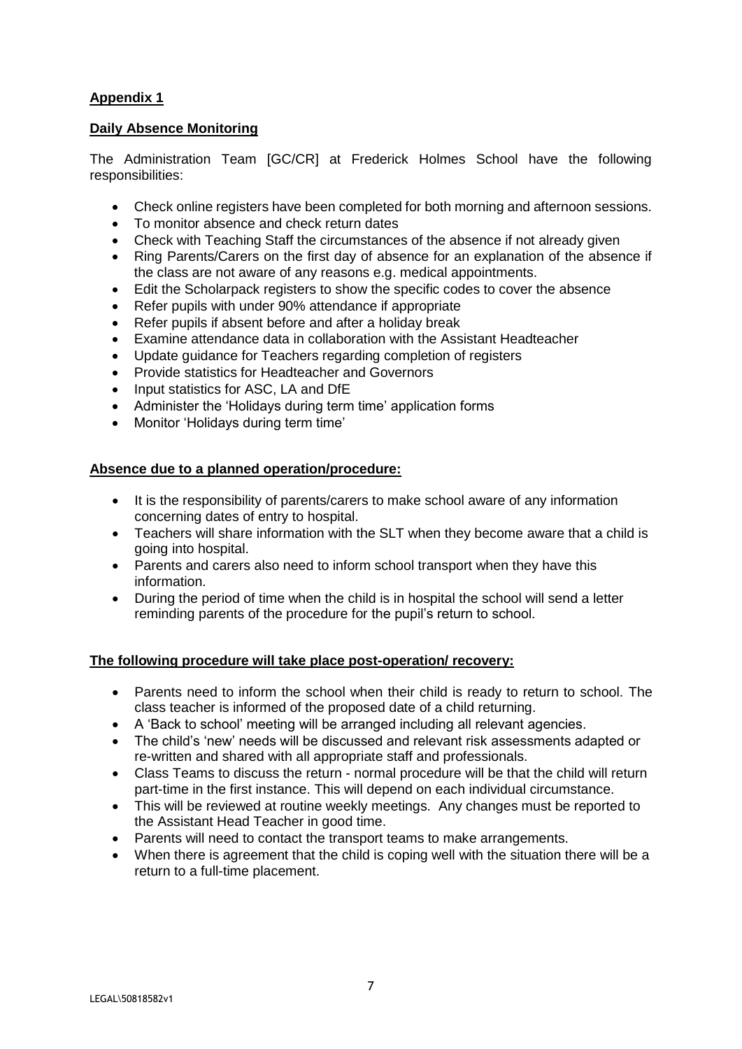**Appendix 1**

**Daily Absence Monitoring**

The Administration Team [GC/CR] at Frederick Holmes School have the following responsibilities:

- Check online registers have been completed for both morning and afternoon sessions.
- To monitor absence and check return dates
- Check with Teaching Staff the circumstances of the absence if not already given
- Ring Parents/Carers on the first day of absence for an explanation of the absence if the class are not aware of any reasons e.g. medical appointments.
- Edit the Scholarpack registers to show the specific codes to cover the absence
- Refer pupils with under 90% attendance if appropriate
- Refer pupils if absent before and after a holiday break
- Examine attendance data in collaboration with the Assistant Headteacher
- Update guidance for Teachers regarding completion of registers
- Provide statistics for Headteacher and Governors
- Input statistics for ASC, LA and DfE
- Administer the 'Holidays during term time' application forms
- Monitor 'Holidays during term time'

**Absence due to a planned operation/procedure:**

- It is the responsibility of parents/carers to make school aware of any information concerning dates of entry to hospital.
- Teachers will share information with the SLT when they become aware that a child is going into hospital.
- Parents and carers also need to inform school transport when they have this information.
- During the period of time when the child is in hospital the school will send a letter reminding parents of the procedure for the pupil's return to school.

**The following procedure will take place post-operation/ recovery:**

- Parents need to inform the school when their child is ready to return to school. The class teacher is informed of the proposed date of a child returning.
- A 'Back to school' meeting will be arranged including all relevant agencies.
- The child's 'new' needs will be discussed and relevant risk assessments adapted or re-written and shared with all appropriate staff and professionals.
- Class Teams to discuss the return - normal procedure will be that the child will return part-time in the first instance. This will depend on each individual circumstance.
- This will be reviewed at routine weekly meetings. Any changes must be reported to the Assistant Head Teacher in good time.
- Parents will need to contact the transport teams to make arrangements.
- When there is agreement that the child is coping well with the situation there will be a return to a full-time placement.

LEGAL\50818582v1